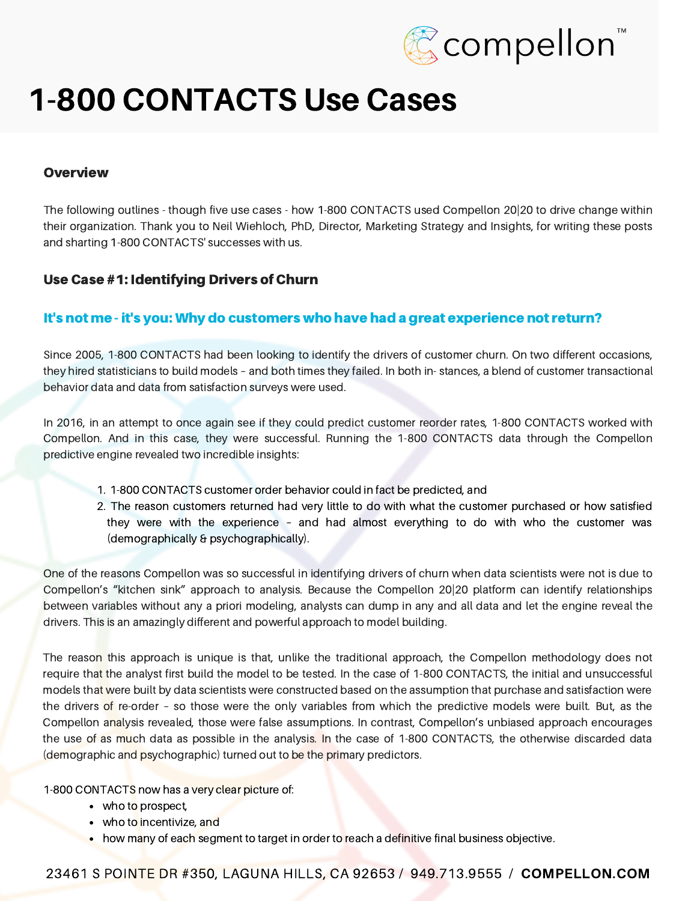# 1-800 CONTACTS Use Cases

### Overview

The following outlines - though five use cases - how 1-800 CONTACTS used Compellon 20|20 to drive change within their organization. Thank you to Neil Wiehloch, PhD, Director, Marketing Strategy and Insights, for writing these posts and sharting 1-800 CONTACTS' successes with us.

### Use Case #1: Identifying Drivers of Churn

#### It's not me - it's you: Why do customers who have had a great experience not return?

Since 2005, 1-800 CONTACTS had been looking to identify the drivers of customer churn. On two different occasions, they hired statisticians to build models – and both times they failed. In both in- stances, a blend of customer transactional behavior data and data from satisfaction surveys were used.

In 2016, in an attempt to once again see if they could predict customer reorder rates, 1-800 CONTACTS worked with Compellon. And in this case, they were successful. Running the 1-800 CONTACTS data through the Compellon predictive engine revealed two incredible insights:

1. 1-800 CONTACTS customer order behavior could in fact be predicted, and
2. The reason customers returned had very little to do with what the customer purchased or how satisfied they were with the experience – and had almost everything to do with who the customer was (demographically & psychographically).

One of the reasons Compellon was so successful in identifying drivers of churn when data scientists were not is due to Compellon's "kitchen sink" approach to analysis. Because the Compellon 20|20 platform can identify relationships between variables without any a priori modeling, analysts can dump in any and all data and let the engine reveal the drivers. This is an amazingly different and powerful approach to model building.

The reason this approach is unique is that, unlike the traditional approach, the Compellon methodology does not require that the analyst first build the model to be tested. In the case of 1-800 CONTACTS, the initial and unsuccessful models that were built by data scientists were constructed based on the assumption that purchase and satisfaction were the drivers of re-order – so those were the only variables from which the predictive models were built. But, as the Compellon analysis revealed, those were false assumptions. In contrast, Compellon's unbiased approach encourages the use of as much data as possible in the analysis. In the case of 1-800 CONTACTS, the otherwise discarded data (demographic and psychographic) turned out to be the primary predictors.

1-800 CONTACTS now has a very clear picture of:

- who to prospect,
- who to incentivize, and
- how many of each segment to target in order to reach a definitive final business objective.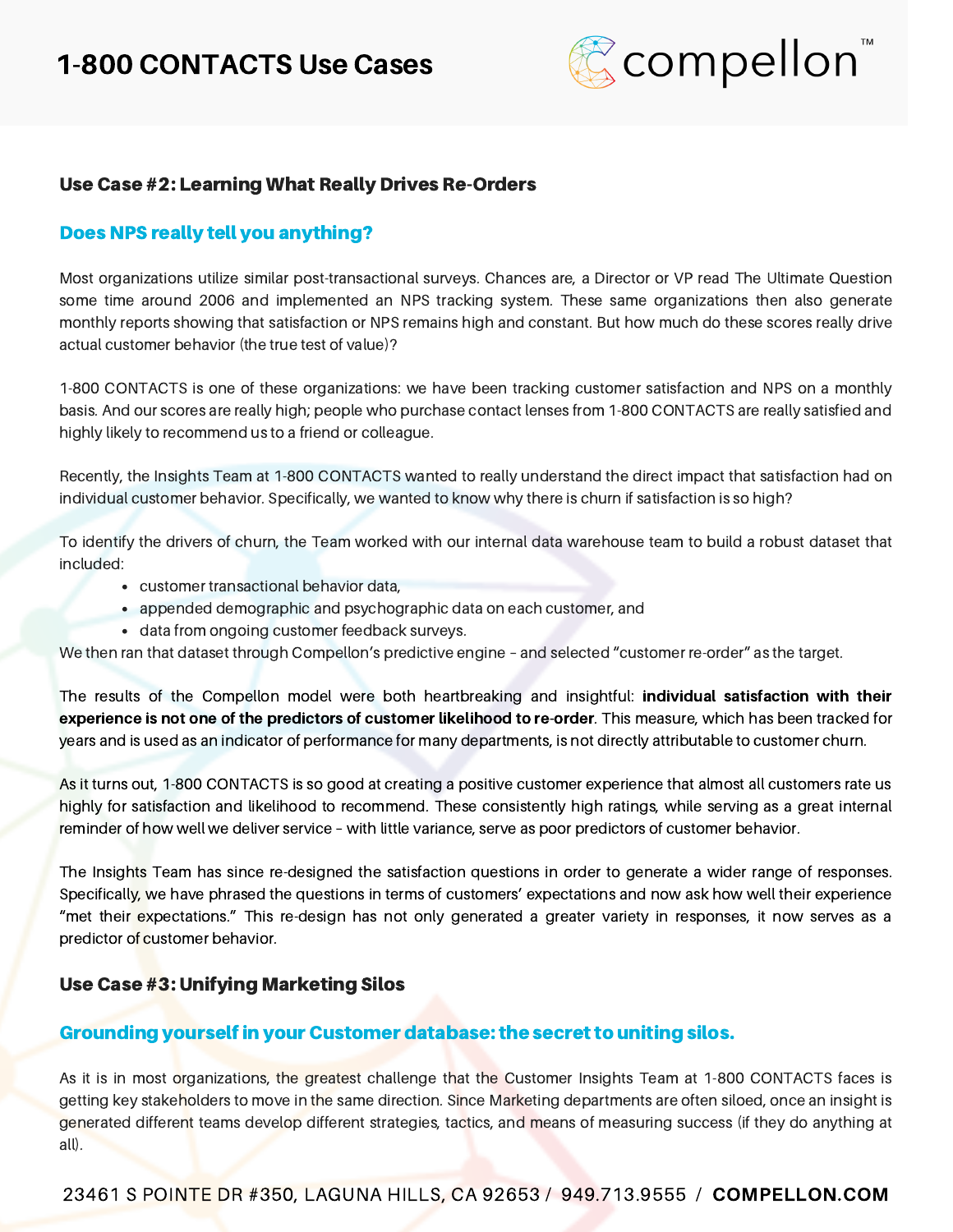## Use Case #2: Learning What Really Drives Re-Orders

### Does NPS really tell you anything?

Most organizations utilize similar post-transactional surveys. Chances are, a Director or VP read The Ultimate Question some time around 2006 and implemented an NPS tracking system. These same organizations then also generate monthly reports showing that satisfaction or NPS remains high and constant. But how much do these scores really drive actual customer behavior (the true test of value)?

1-800 CONTACTS is one of these organizations: we have been tracking customer satisfaction and NPS on a monthly basis. And our scores are really high; people who purchase contact lenses from 1-800 CONTACTS are really satisfied and highly likely to recommend us to a friend or colleague.

Recently, the Insights Team at 1-800 CONTACTS wanted to really understand the direct impact that satisfaction had on individual customer behavior. Specifically, we wanted to know why there is churn if satisfaction is so high?

To identify the drivers of churn, the Team worked with our internal data warehouse team to build a robust dataset that included:

- customer transactional behavior data,
- appended demographic and psychographic data on each customer, and
- data from ongoing customer feedback surveys.

We then ran that dataset through Compellon's predictive engine – and selected "customer re-order" as the target.

The results of the Compellon model were both heartbreaking and insightful: **individual satisfaction with their experience is not one of the predictors of customer likelihood to re-order**. This measure, which has been tracked for years and is used as an indicator of performance for many departments, is not directly attributable to customer churn.

As it turns out, 1-800 CONTACTS is so good at creating a positive customer experience that almost all customers rate us highly for satisfaction and likelihood to recommend. These consistently high ratings, while serving as a great internal reminder of how well we deliver service – with little variance, serve as poor predictors of customer behavior.

The Insights Team has since re-designed the satisfaction questions in order to generate a wider range of responses. Specifically, we have phrased the questions in terms of customers' expectations and now ask how well their experience "met their expectations." This re-design has not only generated a greater variety in responses, it now serves as a predictor of customer behavior.

## Use Case #3: Unifying Marketing Silos

### Grounding yourself in your Customer database: the secret to uniting silos.

As it is in most organizations, the greatest challenge that the Customer Insights Team at 1-800 CONTACTS faces is getting key stakeholders to move in the same direction. Since Marketing departments are often siloed, once an insight is generated different teams develop different strategies, tactics, and means of measuring success (if they do anything at all).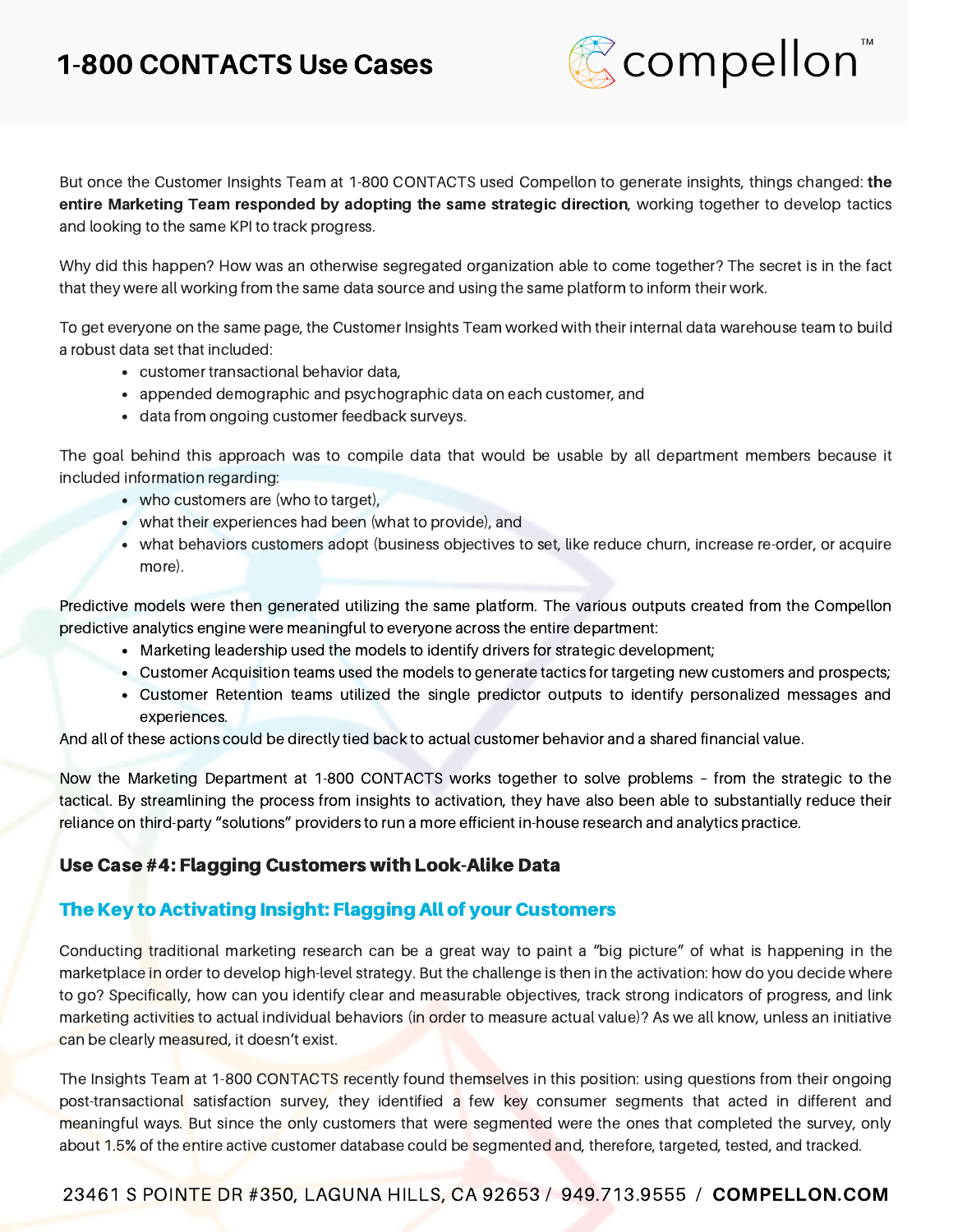But once the Customer Insights Team at 1-800 CONTACTS used Compellon to generate insights, things changed: **the entire Marketing Team responded by adopting the same strategic direction**, working together to develop tactics and looking to the same KPI to track progress.

Why did this happen? How was an otherwise segregated organization able to come together? The secret is in the fact that they were all working from the same data source and using the same platform to inform their work.

To get everyone on the same page, the Customer Insights Team worked with their internal data warehouse team to build a robust data set that included:

- customer transactional behavior data,
- appended demographic and psychographic data on each customer, and
- data from ongoing customer feedback surveys.

The goal behind this approach was to compile data that would be usable by all department members because it included information regarding:

- who customers are (who to target),
- what their experiences had been (what to provide), and
- what behaviors customers adopt (business objectives to set, like reduce churn, increase re-order, or acquire more).

Predictive models were then generated utilizing the same platform. The various outputs created from the Compellon predictive analytics engine were meaningful to everyone across the entire department:

- Marketing leadership used the models to identify drivers for strategic development;
- Customer Acquisition teams used the models to generate tactics for targeting new customers and prospects;
- Customer Retention teams utilized the single predictor outputs to identify personalized messages and experiences.

And all of these actions could be directly tied back to actual customer behavior and a shared financial value.

Now the Marketing Department at 1-800 CONTACTS works together to solve problems – from the strategic to the tactical. By streamlining the process from insights to activation, they have also been able to substantially reduce their reliance on third-party "solutions" providers to run a more efficient in-house research and analytics practice.

### Use Case #4: Flagging Customers with Look-Alike Data

### The Key to Activating Insight: Flagging All of your Customers

Conducting traditional marketing research can be a great way to paint a "big picture" of what is happening in the marketplace in order to develop high-level strategy. But the challenge is then in the activation: how do you decide where to go? Specifically, how can you identify clear and measurable objectives, track strong indicators of progress, and link marketing activities to actual individual behaviors (in order to measure actual value)? As we all know, unless an initiative can be clearly measured, it doesn't exist.

The Insights Team at 1-800 CONTACTS recently found themselves in this position: using questions from their ongoing post-transactional satisfaction survey, they identified a few key consumer segments that acted in different and meaningful ways. But since the only customers that were segmented were the ones that completed the survey, only about 1.5% of the entire active customer database could be segmented and, therefore, targeted, tested, and tracked.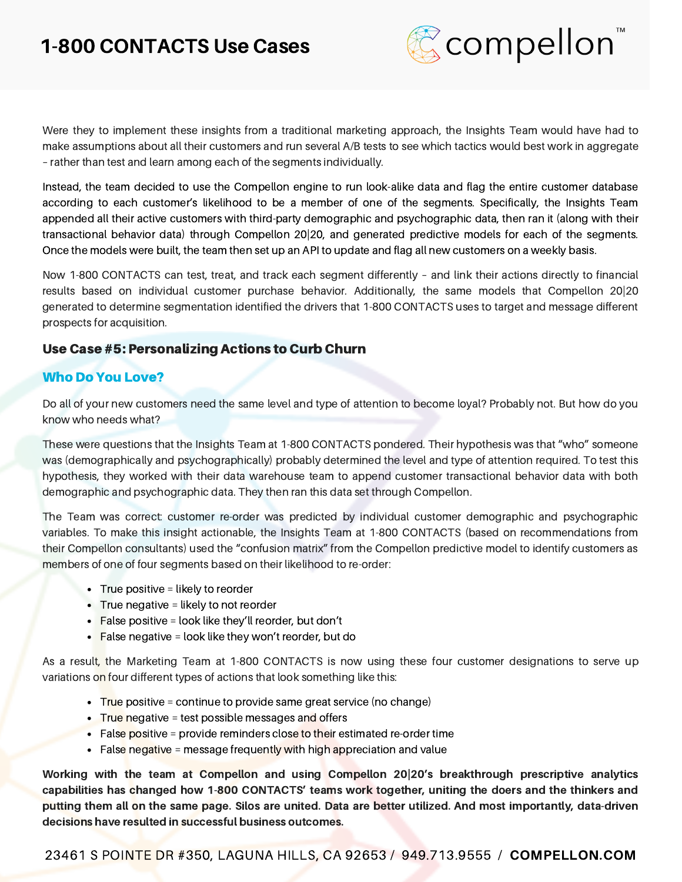Were they to implement these insights from a traditional marketing approach, the Insights Team would have had to make assumptions about all their customers and run several A/B tests to see which tactics would best work in aggregate – rather than test and learn among each of the segments individually.

Instead, the team decided to use the Compellon engine to run look-alike data and flag the entire customer database according to each customer's likelihood to be a member of one of the segments. Specifically, the Insights Team appended all their active customers with third-party demographic and psychographic data, then ran it (along with their transactional behavior data) through Compellon 20|20, and generated predictive models for each of the segments. Once the models were built, the team then set up an API to update and flag all new customers on a weekly basis.

Now 1-800 CONTACTS can test, treat, and track each segment differently – and link their actions directly to financial results based on individual customer purchase behavior. Additionally, the same models that Compellon 20|20 generated to determine segmentation identified the drivers that 1-800 CONTACTS uses to target and message different prospects for acquisition.

## Use Case #5: Personalizing Actions to Curb Churn

### Who Do You Love?

Do all of your new customers need the same level and type of attention to become loyal? Probably not. But how do you know who needs what?

These were questions that the Insights Team at 1-800 CONTACTS pondered. Their hypothesis was that "who" someone was (demographically and psychographically) probably determined the level and type of attention required. To test this hypothesis, they worked with their data warehouse team to append customer transactional behavior data with both demographic and psychographic data. They then ran this data set through Compellon.

The Team was correct: customer re-order was predicted by individual customer demographic and psychographic variables. To make this insight actionable, the Insights Team at 1-800 CONTACTS (based on recommendations from their Compellon consultants) used the "confusion matrix" from the Compellon predictive model to identify customers as members of one of four segments based on their likelihood to re-order:

- True positive = likely to reorder
- True negative = likely to not reorder
- False positive = look like they'll reorder, but don't
- False negative = look like they won't reorder, but do

As a result, the Marketing Team at 1-800 CONTACTS is now using these four customer designations to serve up variations on four different types of actions that look something like this:

- True positive = continue to provide same great service (no change)
- True negative = test possible messages and offers
- False positive = provide reminders close to their estimated re-order time
- False negative = message frequently with high appreciation and value

**Working with the team at Compellon and using Compellon 20|20's breakthrough prescriptive analytics capabilities has changed how 1-800 CONTACTS' teams work together, uniting the doers and the thinkers and putting them all on the same page. Silos are united. Data are better utilized. And most importantly, data-driven decisions have resulted in successful business outcomes.**